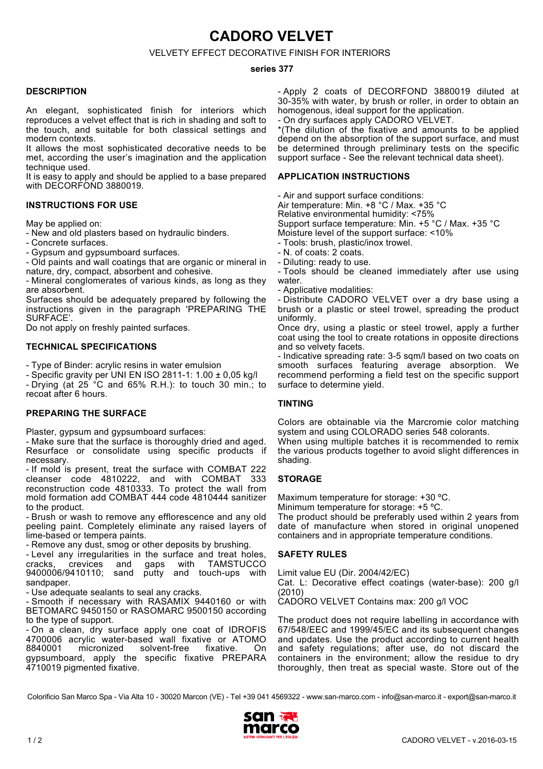# CADORO VELVET

VELVETY EFFECT DECORATIVE FINISH FOR INTERIORS

**series 377**

## DESCRIPTION

An elegant, sophisticated finish for interiors which reproduces a velvet effect that is rich in shading and soft to the touch, and suitable for both classical settings and modern contexts.

It allows the most sophisticated decorative needs to be met, according the user's imagination and the application technique used.

It is easy to apply and should be applied to a base prepared with DECORFOND 3880019.

## INSTRUCTIONS FOR USE

May be applied on:

- New and old plasters based on hydraulic binders.
- Concrete surfaces.
- Gypsum and gypsumboard surfaces.
- Old paints and wall coatings that are organic or mineral in nature, dry, compact, absorbent and cohesive.
- Mineral conglomerates of various kinds, as long as they are absorbent.

Surfaces should be adequately prepared by following the instructions given in the paragraph 'PREPARING THE SURFACE'.

Do not apply on freshly painted surfaces.

## TECHNICAL SPECIFICATIONS

- Type of Binder: acrylic resins in water emulsion
- Specific gravity per UNI EN ISO 2811-1: 1.00 ± 0,05 kg/l
- Drying (at 25 °C and 65% R.H.): to touch 30 min.; to recoat after 6 hours.

## PREPARING THE SURFACE

Plaster, gypsum and gypsumboard surfaces:

- Make sure that the surface is thoroughly dried and aged. Resurface or consolidate using specific products if necessary.
- If mold is present, treat the surface with COMBAT 222 cleanser code 4810222, and with COMBAT 333 reconstruction code 4810333. To protect the wall from mold formation add COMBAT 444 code 4810444 sanitizer to the product.
- Brush or wash to remove any efflorescence and any old peeling paint. Completely eliminate any raised layers of lime-based or tempera paints.
- Remove any dust, smog or other deposits by brushing.
- Level any irregularities in the surface and treat holes, cracks, crevices and gaps with TAMSTUCCO 9400006/9410110; sand putty and touch-ups with sandpaper.
- Use adequate sealants to seal any cracks.
- Smooth if necessary with RASAMIX 9440160 or with BETOMARC 9450150 or RASOMARC 9500150 according to the type of support.
- On a clean, dry surface apply one coat of IDROFIS 4700006 acrylic water-based wall fixative or ATOMO 8840001 micronized solvent-free fixative. On gypsumboard, apply the specific fixative PREPARA 4710019 pigmented fixative.
- Apply 2 coats of DECORFOND 3880019 diluted at 30-35% with water, by brush or roller, in order to obtain an homogenous, ideal support for the application.
- On dry surfaces apply CADORO VELVET.

*(The dilution of the fixative and amounts to be applied depend on the absorption of the support surface, and must be determined through preliminary tests on the specific support surface - See the relevant technical data sheet).

## APPLICATION INSTRUCTIONS

- Air and support surface conditions:
  Air temperature: Min. +8 °C / Max. +35 °C
  Relative environmental humidity: <75%
  Support surface temperature: Min. +5 °C / Max. +35 °C
  Moisture level of the support surface: <10%
- Tools: brush, plastic/inox trowel.
- N. of coats: 2 coats.
- Diluting: ready to use.
- Tools should be cleaned immediately after use using water.
- Applicative modalities:
- Distribute CADORO VELVET over a dry base using a brush or a plastic or steel trowel, spreading the product uniformly.

Once dry, using a plastic or steel trowel, apply a further coat using the tool to create rotations in opposite directions and so velvety facets.

- Indicative spreading rate: 3-5 sqm/l based on two coats on smooth surfaces featuring average absorption. We recommend performing a field test on the specific support surface to determine yield.

## TINTING

Colors are obtainable via the Marcromie color matching system and using COLORADO series 548 colorants.

When using multiple batches it is recommended to remix the various products together to avoid slight differences in shading.

## STORAGE

Maximum temperature for storage: +30 ºC.

Minimum temperature for storage: +5 ºC.

The product should be preferably used within 2 years from date of manufacture when stored in original unopened containers and in appropriate temperature conditions.

## SAFETY RULES

Limit value EU (Dir. 2004/42/EC)

Cat. L: Decorative effect coatings (water-base): 200 g/l (2010)

CADORO VELVET Contains max: 200 g/l VOC

The product does not require labelling in accordance with 67/548/EEC and 1999/45/EC and its subsequent changes and updates. Use the product according to current health and safety regulations; after use, do not discard the containers in the environment; allow the residue to dry thoroughly, then treat as special waste. Store out of the

Colorificio San Marco Spa - Via Alta 10 - 30020 Marcon (VE) - Tel +39 041 4569322 - www.san-marco.com - info@san-marco.it - export@san-marco.it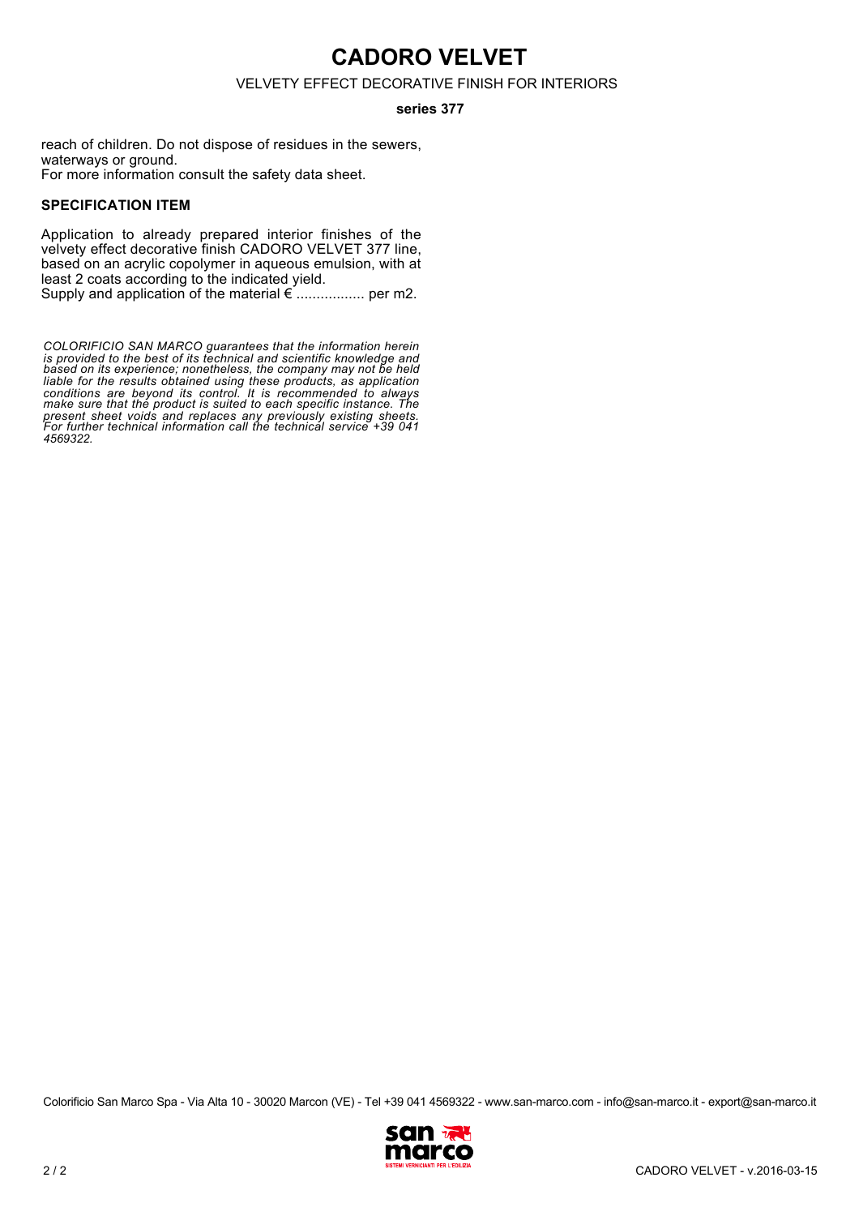reach of children. Do not dispose of residues in the sewers, waterways or ground.
For more information consult the safety data sheet.

### SPECIFICATION ITEM

Application to already prepared interior finishes of the velvety effect decorative finish CADORO VELVET 377 line, based on an acrylic copolymer in aqueous emulsion, with at least 2 coats according to the indicated yield.
Supply and application of the material € ................. per m2.

*COLORIFICIO SAN MARCO guarantees that the information herein is provided to the best of its technical and scientific knowledge and based on its experience; nonetheless, the company may not be held liable for the results obtained using these products, as application conditions are beyond its control. It is recommended to always make sure that the product is suited to each specific instance. The present sheet voids and replaces any previously existing sheets. For further technical information call the technical service +39 041 4569322.*